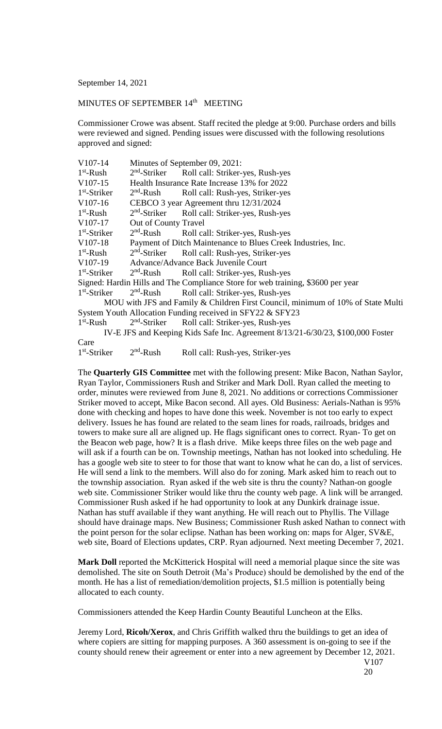September 14, 2021

MINUTES OF SEPTEMBER 14th MEETING

Commissioner Crowe was absent. Staff recited the pledge at 9:00. Purchase orders and bills were reviewed and signed. Pending issues were discussed with the following resolutions approved and signed:

V107-14 Minutes of September 09, 2021:
1st-Rush 2nd-Striker Roll call: Striker-yes, Rush-yes
V107-15 Health Insurance Rate Increase 13% for 2022
1st-Striker 2nd-Rush Roll call: Rush-yes, Striker-yes
V107-16 CEBCO 3 year Agreement thru 12/31/2024
1st-Rush 2nd-Striker Roll call: Striker-yes, Rush-yes
V107-17 Out of County Travel
1st-Striker 2nd-Rush Roll call: Striker-yes, Rush-yes
V107-18 Payment of Ditch Maintenance to Blues Creek Industries, Inc.
1st-Rush 2nd-Striker Roll call: Rush-yes, Striker-yes
V107-19 Advance/Advance Back Juvenile Court
1st-Striker 2nd-Rush Roll call: Striker-yes, Rush-yes
Signed: Hardin Hills and The Compliance Store for web training, $3600 per year
1st-Striker 2nd-Rush Roll call: Striker-yes, Rush-yes
MOU with JFS and Family & Children First Council, minimum of 10% of State Multi System Youth Allocation Funding received in SFY22 & SFY23
1st-Rush 2nd-Striker Roll call: Striker-yes, Rush-yes
IV-E JFS and Keeping Kids Safe Inc. Agreement 8/13/21-6/30/23, $100,000 Foster Care
1st-Striker 2nd-Rush Roll call: Rush-yes, Striker-yes

The **Quarterly GIS Committee** met with the following present: Mike Bacon, Nathan Saylor, Ryan Taylor, Commissioners Rush and Striker and Mark Doll. Ryan called the meeting to order, minutes were reviewed from June 8, 2021. No additions or corrections Commissioner Striker moved to accept, Mike Bacon second. All ayes. Old Business: Aerials-Nathan is 95% done with checking and hopes to have done this week. November is not too early to expect delivery. Issues he has found are related to the seam lines for roads, railroads, bridges and towers to make sure all are aligned up. He flags significant ones to correct. Ryan- To get on the Beacon web page, how? It is a flash drive. Mike keeps three files on the web page and will ask if a fourth can be on. Township meetings, Nathan has not looked into scheduling. He has a google web site to steer to for those that want to know what he can do, a list of services. He will send a link to the members. Will also do for zoning. Mark asked him to reach out to the township association. Ryan asked if the web site is thru the county? Nathan-on google web site. Commissioner Striker would like thru the county web page. A link will be arranged. Commissioner Rush asked if he had opportunity to look at any Dunkirk drainage issue. Nathan has stuff available if they want anything. He will reach out to Phyllis. The Village should have drainage maps. New Business; Commissioner Rush asked Nathan to connect with the point person for the solar eclipse. Nathan has been working on: maps for Alger, SV&E, web site, Board of Elections updates, CRP. Ryan adjourned. Next meeting December 7, 2021.

**Mark Doll** reported the McKitterick Hospital will need a memorial plaque since the site was demolished. The site on South Detroit (Ma's Produce) should be demolished by the end of the month. He has a list of remediation/demolition projects, $1.5 million is potentially being allocated to each county.

Commissioners attended the Keep Hardin County Beautiful Luncheon at the Elks.

Jeremy Lord, **Ricoh/Xerox**, and Chris Griffith walked thru the buildings to get an idea of where copiers are sitting for mapping purposes. A 360 assessment is on-going to see if the county should renew their agreement or enter into a new agreement by December 12, 2021.

V107
20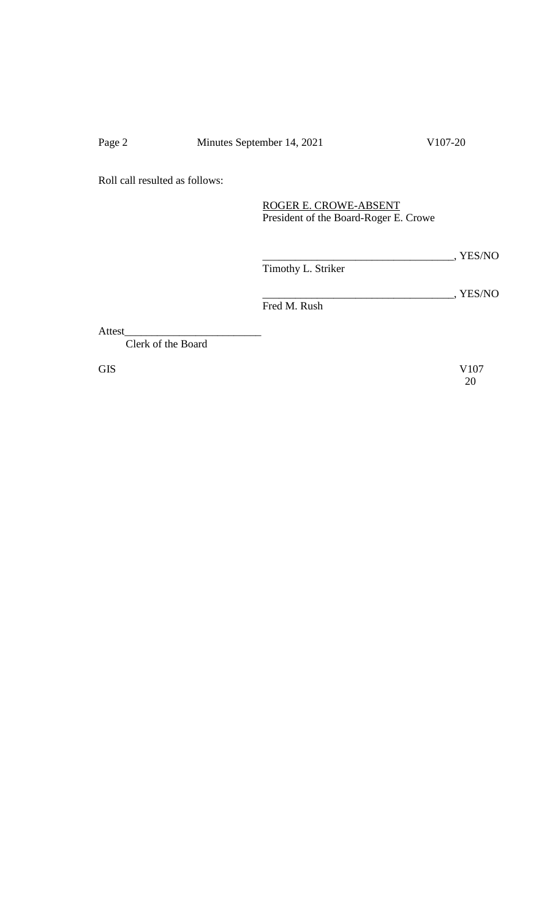Roll call resulted as follows:

ROGER E. CROWE-ABSENT
President of the Board-Roger E. Crowe

__________________________________, YES/NO
Timothy L. Striker

__________________________________, YES/NO
Fred M. Rush

Attest________________________
Clerk of the Board

GIS

V107
20